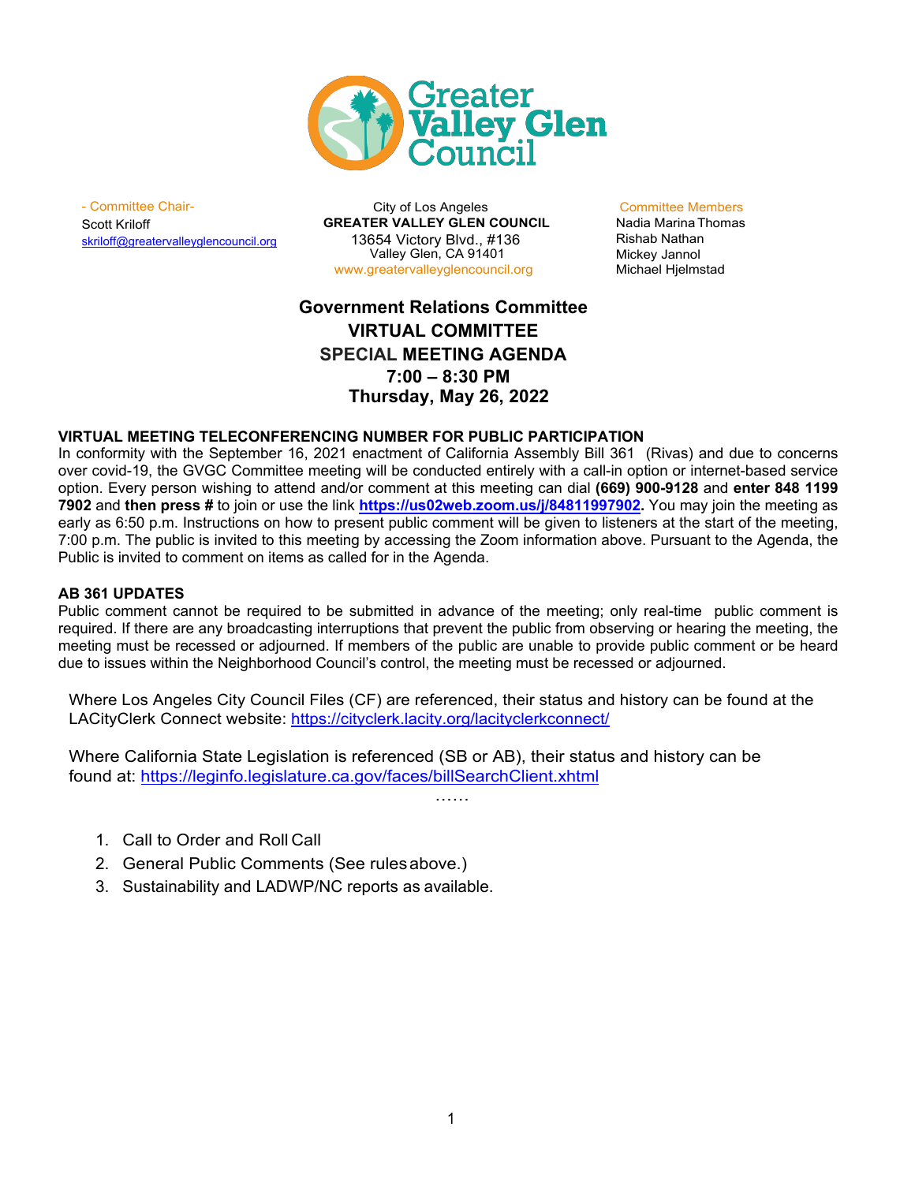# Greater Valley Glen Council

- Committee Chair-
Scott Kriloff
skriloff@greatervalleyglencouncil.org

City of Los Angeles
**GREATER VALLEY GLEN COUNCIL**
13654 Victory Blvd., #136
Valley Glen, CA 91401
www.greatervalleyglencouncil.org

Committee Members
Nadia Marina Thomas
Rishab Nathan
Mickey Jannol
Michael Hjelmstad

## Government Relations Committee
## VIRTUAL COMMITTEE
## SPECIAL MEETING AGENDA
## 7:00 – 8:30 PM
## Thursday, May 26, 2022

**VIRTUAL MEETING TELECONFERENCING NUMBER FOR PUBLIC PARTICIPATION**

In conformity with the September 16, 2021 enactment of California Assembly Bill 361 (Rivas) and due to concerns over covid-19, the GVGC Committee meeting will be conducted entirely with a call-in option or internet-based service option. Every person wishing to attend and/or comment at this meeting can dial **(669) 900-9128** and **enter 848 1199 7902** and **then press #** to join or use the link **https://us02web.zoom.us/j/84811997902.** You may join the meeting as early as 6:50 p.m. Instructions on how to present public comment will be given to listeners at the start of the meeting, 7:00 p.m. The public is invited to this meeting by accessing the Zoom information above. Pursuant to the Agenda, the Public is invited to comment on items as called for in the Agenda.

**AB 361 UPDATES**

Public comment cannot be required to be submitted in advance of the meeting; only real-time public comment is required. If there are any broadcasting interruptions that prevent the public from observing or hearing the meeting, the meeting must be recessed or adjourned. If members of the public are unable to provide public comment or be heard due to issues within the Neighborhood Council's control, the meeting must be recessed or adjourned.

Where Los Angeles City Council Files (CF) are referenced, their status and history can be found at the LACityClerk Connect website: https://cityclerk.lacity.org/lacityclerkconnect/

Where California State Legislation is referenced (SB or AB), their status and history can be found at: https://leginfo.legislature.ca.gov/faces/billSearchClient.xhtml

……

1. Call to Order and Roll Call
2. General Public Comments (See rules above.)
3. Sustainability and LADWP/NC reports as available.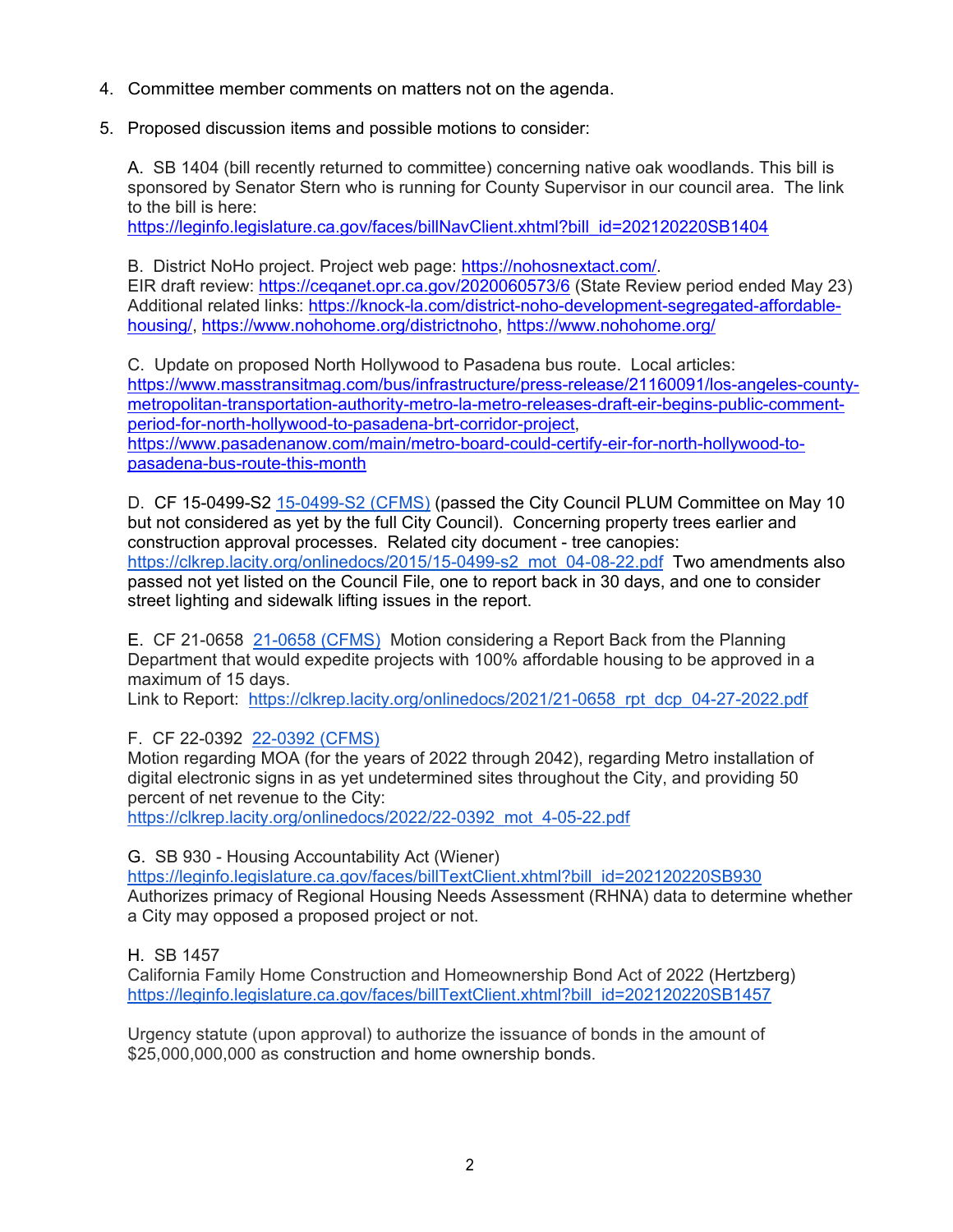4. Committee member comments on matters not on the agenda.

5. Proposed discussion items and possible motions to consider:

   A. SB 1404 (bill recently returned to committee) concerning native oak woodlands. This bill is sponsored by Senator Stern who is running for County Supervisor in our council area. The link to the bill is here:
   https://leginfo.legislature.ca.gov/faces/billNavClient.xhtml?bill_id=202120220SB1404

   B. District NoHo project. Project web page: https://nohosnextact.com/.
   EIR draft review: https://ceqanet.opr.ca.gov/2020060573/6 (State Review period ended May 23)
   Additional related links: https://knock-la.com/district-noho-development-segregated-affordable-housing/, https://www.nohohome.org/districtnoho, https://www.nohohome.org/

   C. Update on proposed North Hollywood to Pasadena bus route. Local articles:
   https://www.masstransitmag.com/bus/infrastructure/press-release/21160091/los-angeles-county-metropolitan-transportation-authority-metro-la-metro-releases-draft-eir-begins-public-comment-period-for-north-hollywood-to-pasadena-brt-corridor-project,
   https://www.pasadenanow.com/main/metro-board-could-certify-eir-for-north-hollywood-to-pasadena-bus-route-this-month

   D. CF 15-0499-S2 15-0499-S2 (CFMS) (passed the City Council PLUM Committee on May 10 but not considered as yet by the full City Council). Concerning property trees earlier and construction approval processes. Related city document - tree canopies:
   https://clkrep.lacity.org/onlinedocs/2015/15-0499-s2_mot_04-08-22.pdf Two amendments also passed not yet listed on the Council File, one to report back in 30 days, and one to consider street lighting and sidewalk lifting issues in the report.

   E. CF 21-0658 21-0658 (CFMS) Motion considering a Report Back from the Planning Department that would expedite projects with 100% affordable housing to be approved in a maximum of 15 days.
   Link to Report: https://clkrep.lacity.org/onlinedocs/2021/21-0658_rpt_dcp_04-27-2022.pdf

   F. CF 22-0392 22-0392 (CFMS)
   Motion regarding MOA (for the years of 2022 through 2042), regarding Metro installation of digital electronic signs in as yet undetermined sites throughout the City, and providing 50 percent of net revenue to the City:
   https://clkrep.lacity.org/onlinedocs/2022/22-0392_mot_4-05-22.pdf

   G. SB 930 - Housing Accountability Act (Wiener)
   https://leginfo.legislature.ca.gov/faces/billTextClient.xhtml?bill_id=202120220SB930
   Authorizes primacy of Regional Housing Needs Assessment (RHNA) data to determine whether a City may opposed a proposed project or not.

   H. SB 1457
   California Family Home Construction and Homeownership Bond Act of 2022 (Hertzberg)
   https://leginfo.legislature.ca.gov/faces/billTextClient.xhtml?bill_id=202120220SB1457

   Urgency statute (upon approval) to authorize the issuance of bonds in the amount of $25,000,000,000 as construction and home ownership bonds.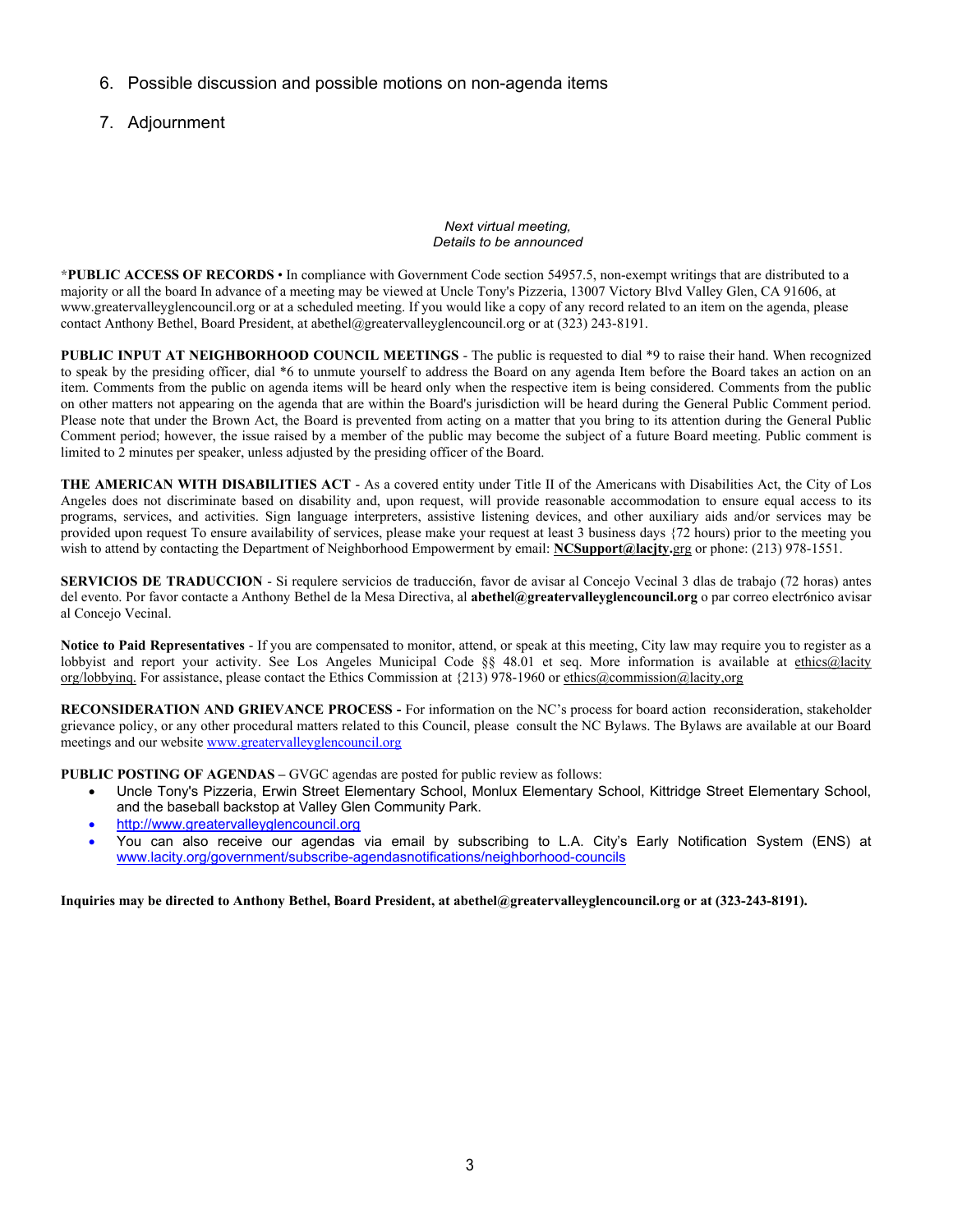6. Possible discussion and possible motions on non-agenda items
7. Adjournment

*Next virtual meeting,*
*Details to be announced*

***PUBLIC ACCESS OF RECORDS** • In compliance with Government Code section 54957.5, non-exempt writings that are distributed to a majority or all the board In advance of a meeting may be viewed at Uncle Tony's Pizzeria, 13007 Victory Blvd Valley Glen, CA 91606, at www.greatervalleyglencouncil.org or at a scheduled meeting. If you would like a copy of any record related to an item on the agenda, please contact Anthony Bethel, Board President, at abethel@greatervalleyglencouncil.org or at (323) 243-8191.

**PUBLIC INPUT AT NEIGHBORHOOD COUNCIL MEETINGS** - The public is requested to dial *9 to raise their hand. When recognized to speak by the presiding officer, dial *6 to unmute yourself to address the Board on any agenda Item before the Board takes an action on an item. Comments from the public on agenda items will be heard only when the respective item is being considered. Comments from the public on other matters not appearing on the agenda that are within the Board's jurisdiction will be heard during the General Public Comment period. Please note that under the Brown Act, the Board is prevented from acting on a matter that you bring to its attention during the General Public Comment period; however, the issue raised by a member of the public may become the subject of a future Board meeting. Public comment is limited to 2 minutes per speaker, unless adjusted by the presiding officer of the Board.

**THE AMERICAN WITH DISABILITIES ACT** - As a covered entity under Title II of the Americans with Disabilities Act, the City of Los Angeles does not discriminate based on disability and, upon request, will provide reasonable accommodation to ensure equal access to its programs, services, and activities. Sign language interpreters, assistive listening devices, and other auxiliary aids and/or services may be provided upon request To ensure availability of services, please make your request at least 3 business days {72 hours) prior to the meeting you wish to attend by contacting the Department of Neighborhood Empowerment by email: **NCSupport@lacjty.**grg or phone: (213) 978-1551.

**SERVICIOS DE TRADUCCION** - Si requlere servicios de traducci6n, favor de avisar al Concejo Vecinal 3 dlas de trabajo (72 horas) antes del evento. Por favor contacte a Anthony Bethel de la Mesa Directiva, al **abethel@greatervalleyglencouncil.org** o par correo electr6nico avisar al Concejo Vecinal.

**Notice to Paid Representatives** - If you are compensated to monitor, attend, or speak at this meeting, City law may require you to register as a lobbyist and report your activity. See Los Angeles Municipal Code §§ 48.01 et seq. More information is available at ethics@lacity org/lobbyinq. For assistance, please contact the Ethics Commission at {213) 978-1960 or ethics@commission@lacity,org

**RECONSIDERATION AND GRIEVANCE PROCESS -** For information on the NC's process for board action reconsideration, stakeholder grievance policy, or any other procedural matters related to this Council, please consult the NC Bylaws. The Bylaws are available at our Board meetings and our website www.greatervalleyglencouncil.org

**PUBLIC POSTING OF AGENDAS** – GVGC agendas are posted for public review as follows:

- Uncle Tony's Pizzeria, Erwin Street Elementary School, Monlux Elementary School, Kittridge Street Elementary School, and the baseball backstop at Valley Glen Community Park.
- http://www.greatervalleyglencouncil.org
- You can also receive our agendas via email by subscribing to L.A. City's Early Notification System (ENS) at www.lacity.org/government/subscribe-agendasnotifications/neighborhood-councils

**Inquiries may be directed to Anthony Bethel, Board President, at abethel@greatervalleyglencouncil.org or at (323-243-8191).**